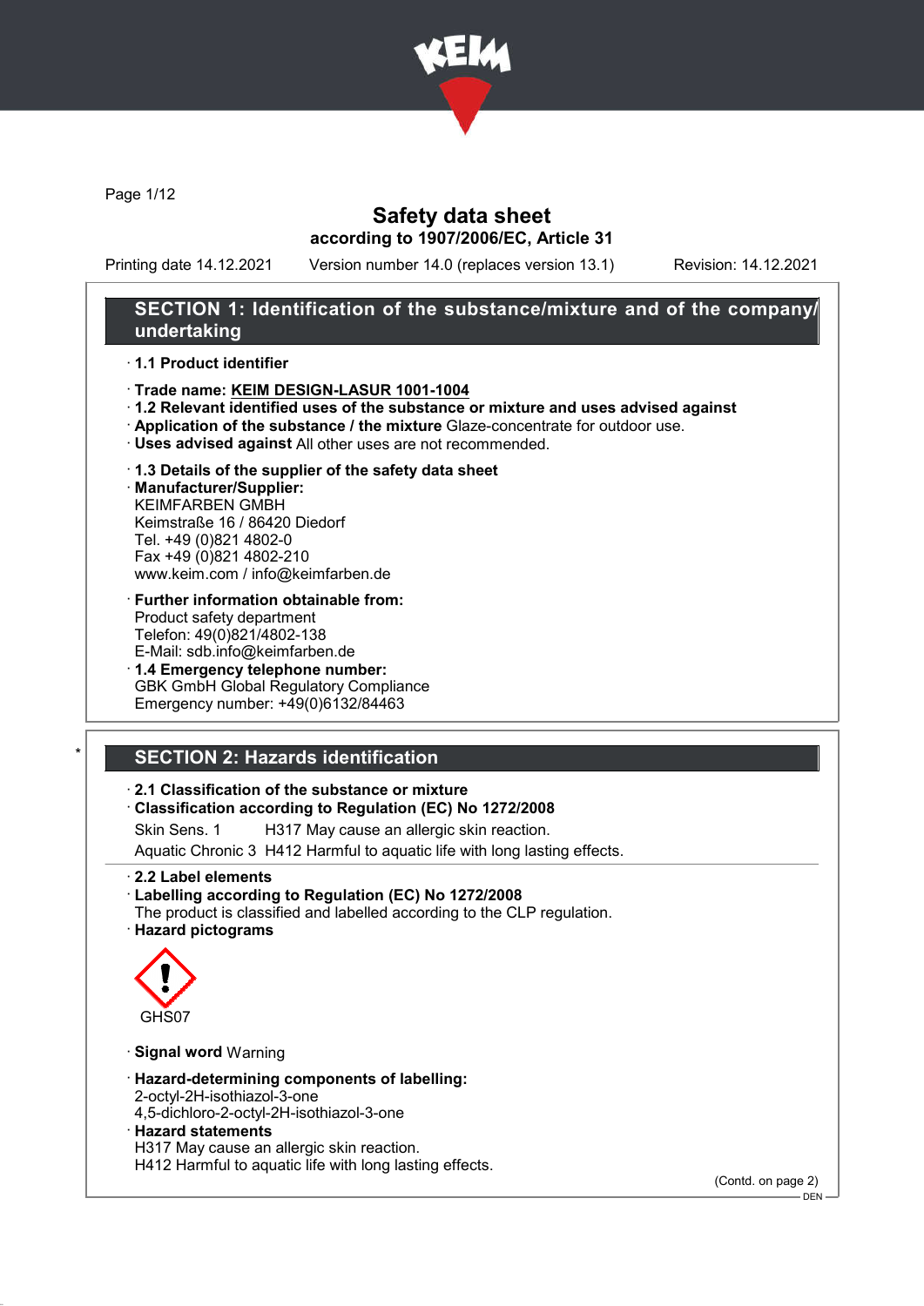# Safety data sheet

**according to 1907/2006/EC, Article 31**

Printing date 14.12.2021 Version number 14.0 (replaces version 13.1) Revision: 14.12.2021

## SECTION 1: Identification of the substance/mixture and of the company/undertaking

· **1.1 Product identifier**

· **Trade name: KEIM DESIGN-LASUR 1001-1004**

· **1.2 Relevant identified uses of the substance or mixture and uses advised against**

· **Application of the substance / the mixture** Glaze-concentrate for outdoor use.

· **Uses advised against** All other uses are not recommended.

· **1.3 Details of the supplier of the safety data sheet**

· **Manufacturer/Supplier:**
KEIMFARBEN GMBH
Keimstraße 16 / 86420 Diedorf
Tel. +49 (0)821 4802-0
Fax +49 (0)821 4802-210
www.keim.com / info@keimfarben.de

· **Further information obtainable from:**
Product safety department
Telefon: 49(0)821/4802-138
E-Mail: sdb.info@keimfarben.de

· **1.4 Emergency telephone number:**
GBK GmbH Global Regulatory Compliance
Emergency number: +49(0)6132/84463

## * SECTION 2: Hazards identification

· **2.1 Classification of the substance or mixture**

· **Classification according to Regulation (EC) No 1272/2008**

Skin Sens. 1 H317 May cause an allergic skin reaction.

Aquatic Chronic 3 H412 Harmful to aquatic life with long lasting effects.

· **2.2 Label elements**

· **Labelling according to Regulation (EC) No 1272/2008**
The product is classified and labelled according to the CLP regulation.

· **Hazard pictograms**

GHS07

· **Signal word** Warning

· **Hazard-determining components of labelling:**
2-octyl-2H-isothiazol-3-one
4,5-dichloro-2-octyl-2H-isothiazol-3-one

· **Hazard statements**
H317 May cause an allergic skin reaction.
H412 Harmful to aquatic life with long lasting effects.

(Contd. on page 2)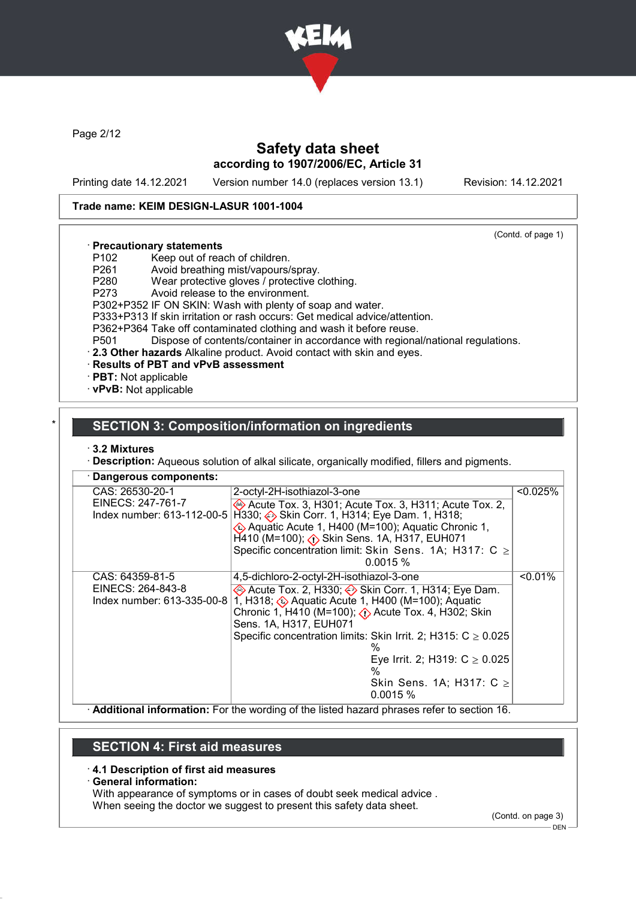Safety data sheet
according to 1907/2006/EC, Article 31

Printing date 14.12.2021 Version number 14.0 (replaces version 13.1) Revision: 14.12.2021

**Trade name: KEIM DESIGN-LASUR 1001-1004**

(Contd. of page 1)

· **Precautionary statements**
P102 Keep out of reach of children.
P261 Avoid breathing mist/vapours/spray.
P280 Wear protective gloves / protective clothing.
P273 Avoid release to the environment.
P302+P352 IF ON SKIN: Wash with plenty of soap and water.
P333+P313 If skin irritation or rash occurs: Get medical advice/attention.
P362+P364 Take off contaminated clothing and wash it before reuse.
P501 Dispose of contents/container in accordance with regional/national regulations.

· **2.3 Other hazards** Alkaline product. Avoid contact with skin and eyes.
· **Results of PBT and vPvB assessment**
· **PBT:** Not applicable
· **vPvB:** Not applicable

## SECTION 3: Composition/information on ingredients

· **3.2 Mixtures**
· **Description:** Aqueous solution of alkal silicate, organically modified, fillers and pigments.

· **Dangerous components:**

| | | |
|---|---|---|
| CAS: 26530-20-1<br>EINECS: 247-761-7<br>Index number: 613-112-00-5 | 2-octyl-2H-isothiazol-3-one<br>Acute Tox. 3, H301; Acute Tox. 3, H311; Acute Tox. 2, H330; Skin Corr. 1, H314; Eye Dam. 1, H318; Aquatic Acute 1, H400 (M=100); Aquatic Chronic 1, H410 (M=100); Skin Sens. 1A, H317, EUH071<br>Specific concentration limit: Skin Sens. 1A; H317: C ≥ 0.0015 % | <0.025% |
| CAS: 64359-81-5<br>EINECS: 264-843-8<br>Index number: 613-335-00-8 | 4,5-dichloro-2-octyl-2H-isothiazol-3-one<br>Acute Tox. 2, H330; Skin Corr. 1, H314; Eye Dam. 1, H318; Aquatic Acute 1, H400 (M=100); Aquatic Chronic 1, H410 (M=100); Acute Tox. 4, H302; Skin Sens. 1A, H317, EUH071<br>Specific concentration limits: Skin Irrit. 2; H315: C ≥ 0.025 %<br>Eye Irrit. 2; H319: C ≥ 0.025 %<br>Skin Sens. 1A; H317: C ≥ 0.0015 % | <0.01% |

· **Additional information:** For the wording of the listed hazard phrases refer to section 16.

## SECTION 4: First aid measures

· **4.1 Description of first aid measures**
· **General information:**
With appearance of symptoms or in cases of doubt seek medical advice .
When seeing the doctor we suggest to present this safety data sheet.

(Contd. on page 3)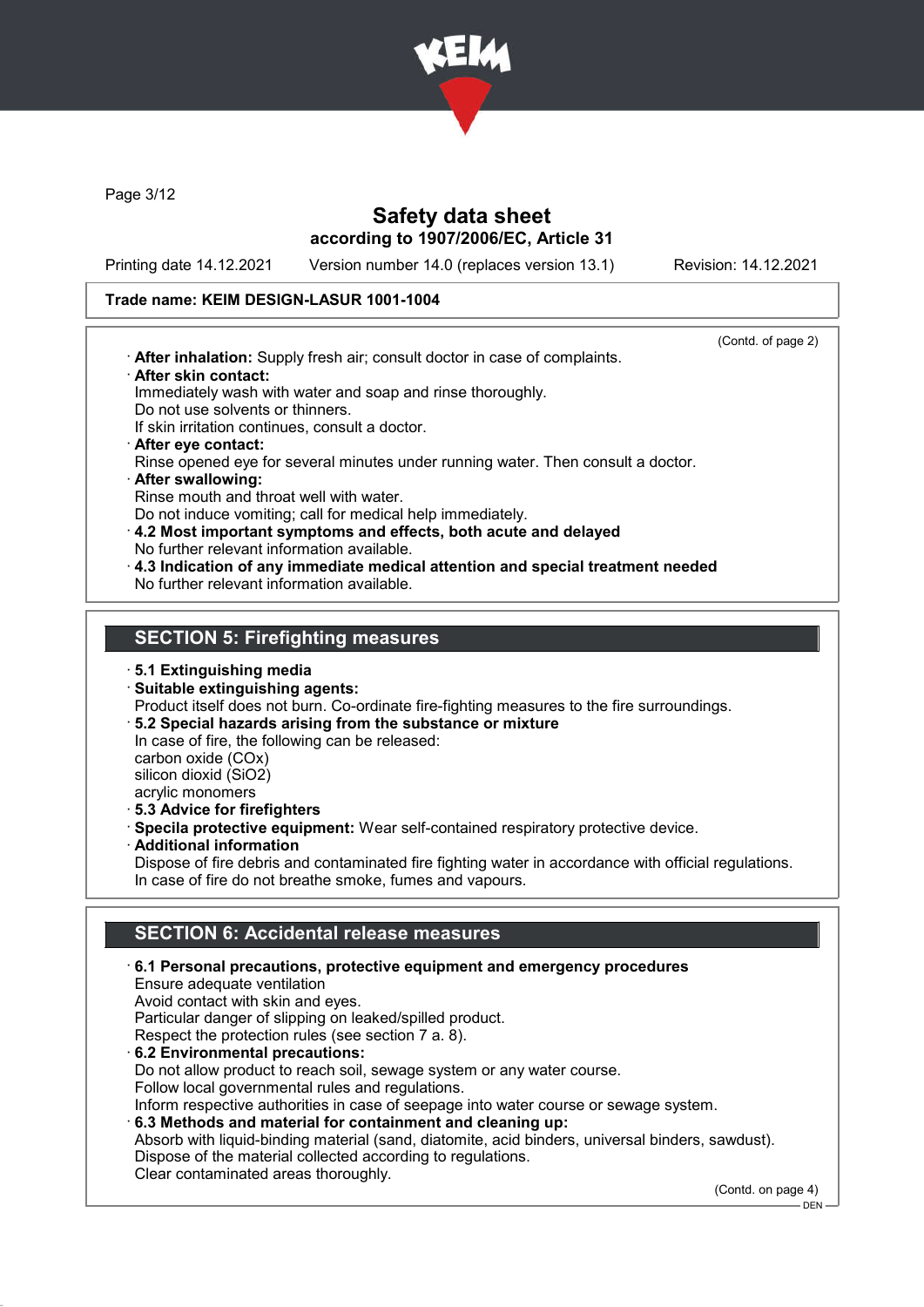Trade name: KEIM DESIGN-LASUR 1001-1004

(Contd. of page 2)

· **After inhalation:** Supply fresh air; consult doctor in case of complaints.
· **After skin contact:**
Immediately wash with water and soap and rinse thoroughly.
Do not use solvents or thinners.
If skin irritation continues, consult a doctor.
· **After eye contact:**
Rinse opened eye for several minutes under running water. Then consult a doctor.
· **After swallowing:**
Rinse mouth and throat well with water.
Do not induce vomiting; call for medical help immediately.
· **4.2 Most important symptoms and effects, both acute and delayed**
No further relevant information available.
· **4.3 Indication of any immediate medical attention and special treatment needed**
No further relevant information available.

## SECTION 5: Firefighting measures

· **5.1 Extinguishing media**
· **Suitable extinguishing agents:**
Product itself does not burn. Co-ordinate fire-fighting measures to the fire surroundings.
· **5.2 Special hazards arising from the substance or mixture**
In case of fire, the following can be released:
carbon oxide (COx)
silicon dioxid ($SiO_2$)
acrylic monomers
· **5.3 Advice for firefighters**
· **Specila protective equipment:** Wear self-contained respiratory protective device.
· **Additional information**
Dispose of fire debris and contaminated fire fighting water in accordance with official regulations.
In case of fire do not breathe smoke, fumes and vapours.

## SECTION 6: Accidental release measures

· **6.1 Personal precautions, protective equipment and emergency procedures**
Ensure adequate ventilation
Avoid contact with skin and eyes.
Particular danger of slipping on leaked/spilled product.
Respect the protection rules (see section 7 a. 8).
· **6.2 Environmental precautions:**
Do not allow product to reach soil, sewage system or any water course.
Follow local governmental rules and regulations.
Inform respective authorities in case of seepage into water course or sewage system.
· **6.3 Methods and material for containment and cleaning up:**
Absorb with liquid-binding material (sand, diatomite, acid binders, universal binders, sawdust).
Dispose of the material collected according to regulations.
Clear contaminated areas thoroughly.

(Contd. on page 4)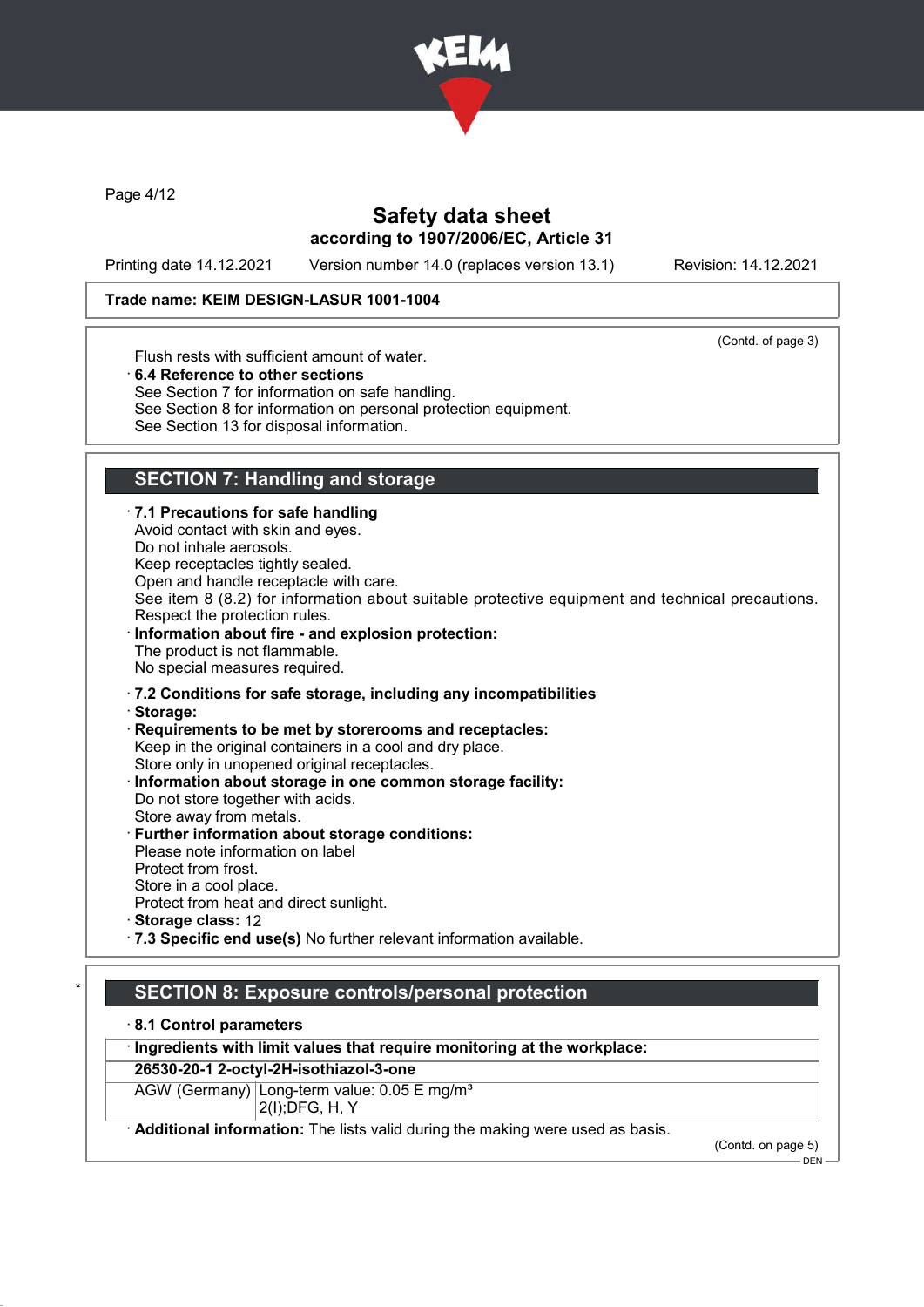Printing date 14.12.2021 Version number 14.0 (replaces version 13.1) Revision: 14.12.2021

**Trade name: KEIM DESIGN-LASUR 1001-1004**

(Contd. of page 3)

Flush rests with sufficient amount of water.

· **6.4 Reference to other sections**
See Section 7 for information on safe handling.
See Section 8 for information on personal protection equipment.
See Section 13 for disposal information.

## SECTION 7: Handling and storage

· **7.1 Precautions for safe handling**
Avoid contact with skin and eyes.
Do not inhale aerosols.
Keep receptacles tightly sealed.
Open and handle receptacle with care.
See item 8 (8.2) for information about suitable protective equipment and technical precautions.
Respect the protection rules.

· **Information about fire - and explosion protection:**
The product is not flammable.
No special measures required.

· **7.2 Conditions for safe storage, including any incompatibilities**

· **Storage:**

· **Requirements to be met by storerooms and receptacles:**
Keep in the original containers in a cool and dry place.
Store only in unopened original receptacles.

· **Information about storage in one common storage facility:**
Do not store together with acids.
Store away from metals.

· **Further information about storage conditions:**
Please note information on label
Protect from frost.
Store in a cool place.
Protect from heat and direct sunlight.

· **Storage class:** 12

· **7.3 Specific end use(s)** No further relevant information available.

\* 

## SECTION 8: Exposure controls/personal protection

· **8.1 Control parameters**

| · **Ingredients with limit values that require monitoring at the workplace:** | |
|---|---|
| **26530-20-1 2-octyl-2H-isothiazol-3-one** | |
| AGW (Germany) | Long-term value: 0.05 E mg/m³<br>2(I);DFG, H, Y |

· **Additional information:** The lists valid during the making were used as basis.

(Contd. on page 5)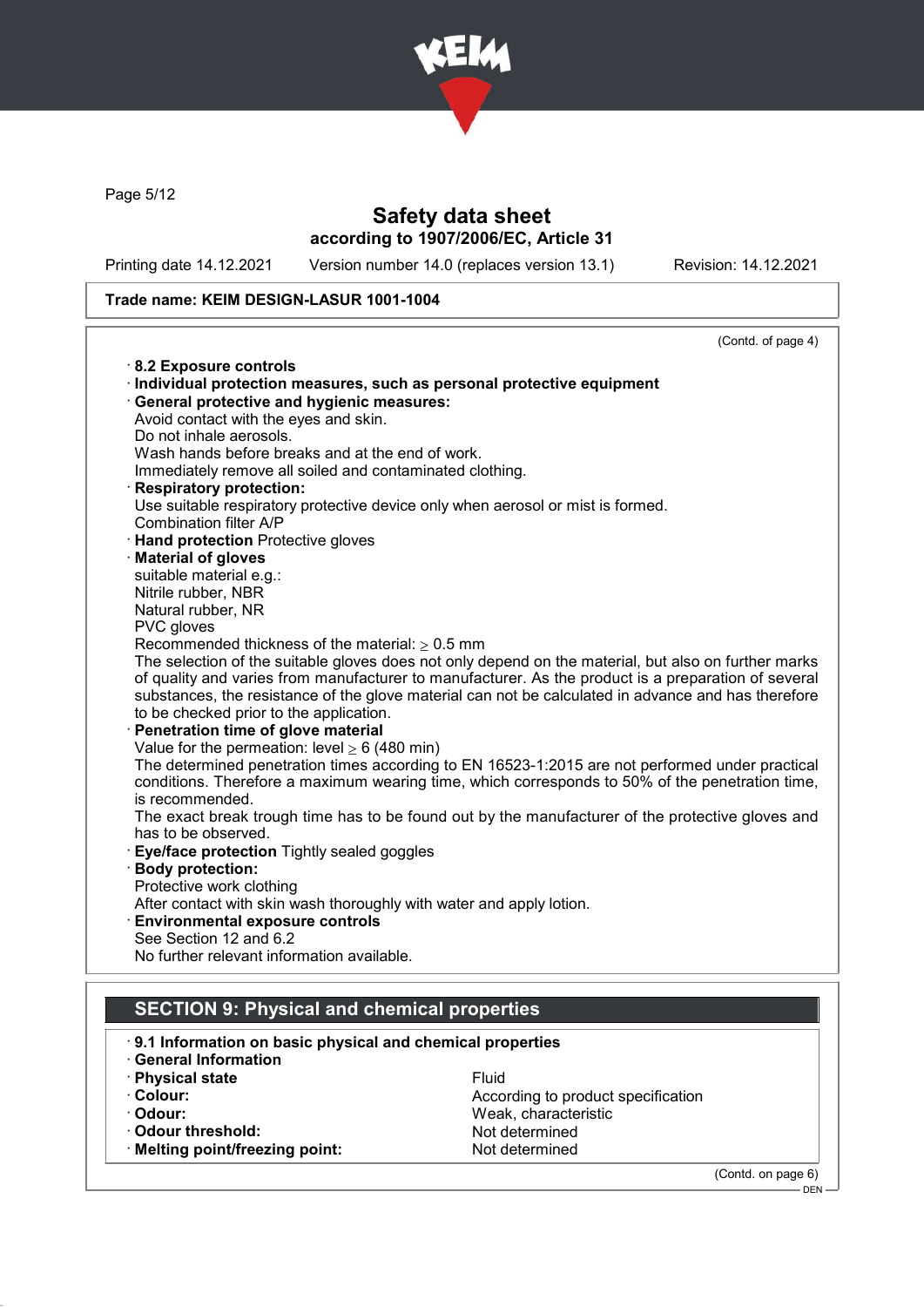**Trade name: KEIM DESIGN-LASUR 1001-1004**

(Contd. of page 4)

· **8.2 Exposure controls**
· **Individual protection measures, such as personal protective equipment**
· **General protective and hygienic measures:**
Avoid contact with the eyes and skin.
Do not inhale aerosols.
Wash hands before breaks and at the end of work.
Immediately remove all soiled and contaminated clothing.
· **Respiratory protection:**
Use suitable respiratory protective device only when aerosol or mist is formed.
Combination filter A/P
· **Hand protection** Protective gloves
· **Material of gloves**
suitable material e.g.:
Nitrile rubber, NBR
Natural rubber, NR
PVC gloves
Recommended thickness of the material: ≥ 0.5 mm
The selection of the suitable gloves does not only depend on the material, but also on further marks of quality and varies from manufacturer to manufacturer. As the product is a preparation of several substances, the resistance of the glove material can not be calculated in advance and has therefore to be checked prior to the application.
· **Penetration time of glove material**
Value for the permeation: level ≥ 6 (480 min)
The determined penetration times according to EN 16523-1:2015 are not performed under practical conditions. Therefore a maximum wearing time, which corresponds to 50% of the penetration time, is recommended.
The exact break trough time has to be found out by the manufacturer of the protective gloves and has to be observed.
· **Eye/face protection** Tightly sealed goggles
· **Body protection:**
Protective work clothing
After contact with skin wash thoroughly with water and apply lotion.
· **Environmental exposure controls**
See Section 12 and 6.2
No further relevant information available.

## SECTION 9: Physical and chemical properties

· **9.1 Information on basic physical and chemical properties**
· **General Information**

| | |
|---|---|
| · **Physical state** | Fluid |
| · **Colour:** | According to product specification |
| · **Odour:** | Weak, characteristic |
| · **Odour threshold:** | Not determined |
| · **Melting point/freezing point:** | Not determined |

(Contd. on page 6)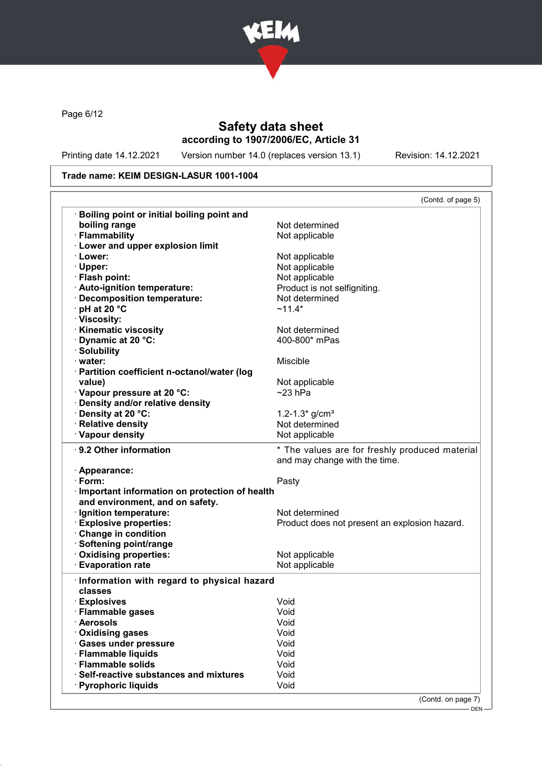# Safety data sheet

according to 1907/2006/EC, Article 31

Printing date 14.12.2021 Version number 14.0 (replaces version 13.1) Revision: 14.12.2021

**Trade name: KEIM DESIGN-LASUR 1001-1004**

(Contd. of page 5)

| | |
|---|---|
| · **Boiling point or initial boiling point and boiling range** | Not determined |
| · **Flammability** | Not applicable |
| · **Lower and upper explosion limit** | |
| · **Lower:** | Not applicable |
| · **Upper:** | Not applicable |
| · **Flash point:** | Not applicable |
| · **Auto-ignition temperature:** | Product is not selfigniting. |
| · **Decomposition temperature:** | Not determined |
| · **pH at 20 °C** | ~11.4* |
| · **Viscosity:** | |
| · **Kinematic viscosity** | Not determined |
| · **Dynamic at 20 °C:** | 400-800* mPas |
| · **Solubility** | |
| · **water:** | Miscible |
| · **Partition coefficient n-octanol/water (log value)** | Not applicable |
| · **Vapour pressure at 20 °C:** | ~23 hPa |
| · **Density and/or relative density** | |
| · **Density at 20 °C:** | 1.2-1.3* g/cm³ |
| · **Relative density** | Not determined |
| · **Vapour density** | Not applicable |

| | |
|---|---|
| · **9.2 Other information** | * The values are for freshly produced material and may change with the time. |
| · **Appearance:** | |
| · **Form:** | Pasty |
| · **Important information on protection of health and environment, and on safety.** | |
| · **Ignition temperature:** | Not determined |
| · **Explosive properties:** | Product does not present an explosion hazard. |
| · **Change in condition** | |
| · **Softening point/range** | |
| · **Oxidising properties:** | Not applicable |
| · **Evaporation rate** | Not applicable |

| | |
|---|---|
| · **Information with regard to physical hazard classes** | |
| · **Explosives** | Void |
| · **Flammable gases** | Void |
| · **Aerosols** | Void |
| · **Oxidising gases** | Void |
| · **Gases under pressure** | Void |
| · **Flammable liquids** | Void |
| · **Flammable solids** | Void |
| · **Self-reactive substances and mixtures** | Void |
| · **Pyrophoric liquids** | Void |

(Contd. on page 7)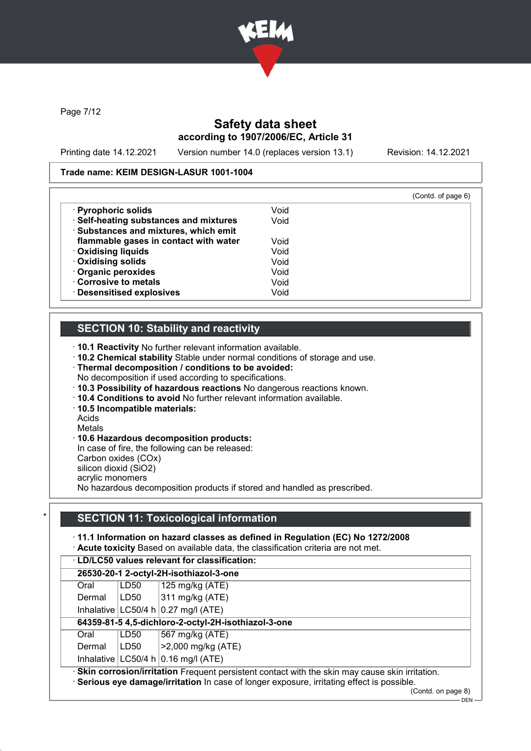Trade name: KEIM DESIGN-LASUR 1001-1004

(Contd. of page 6)

| | |
|---|---|
| · **Pyrophoric solids** | Void |
| · **Self-heating substances and mixtures** | Void |
| · **Substances and mixtures, which emit flammable gases in contact with water** | Void |
| · **Oxidising liquids** | Void |
| · **Oxidising solids** | Void |
| · **Organic peroxides** | Void |
| · **Corrosive to metals** | Void |
| · **Desensitised explosives** | Void |

## SECTION 10: Stability and reactivity

· **10.1 Reactivity** No further relevant information available.
· **10.2 Chemical stability** Stable under normal conditions of storage and use.
· **Thermal decomposition / conditions to be avoided:**
No decomposition if used according to specifications.
· **10.3 Possibility of hazardous reactions** No dangerous reactions known.
· **10.4 Conditions to avoid** No further relevant information available.
· **10.5 Incompatible materials:**
Acids
Metals
· **10.6 Hazardous decomposition products:**
In case of fire, the following can be released:
Carbon oxides (COx)
silicon dioxid ($SiO_2$)
acrylic monomers
No hazardous decomposition products if stored and handled as prescribed.

## SECTION 11: Toxicological information

· **11.1 Information on hazard classes as defined in Regulation (EC) No 1272/2008**
· **Acute toxicity** Based on available data, the classification criteria are not met.

| · **LD/LC50 values relevant for classification:** | | |
|---|---|---|
| **26530-20-1 2-octyl-2H-isothiazol-3-one** | | |
| Oral | LD50 | 125 mg/kg (ATE) |
| Dermal | LD50 | 311 mg/kg (ATE) |
| Inhalative | LC50/4 h | 0.27 mg/l (ATE) |
| **64359-81-5 4,5-dichloro-2-octyl-2H-isothiazol-3-one** | | |
| Oral | LD50 | 567 mg/kg (ATE) |
| Dermal | LD50 | >2,000 mg/kg (ATE) |
| Inhalative | LC50/4 h | 0.16 mg/l (ATE) |

· **Skin corrosion/irritation** Frequent persistent contact with the skin may cause skin irritation.
· **Serious eye damage/irritation** In case of longer exposure, irritating effect is possible.

(Contd. on page 8)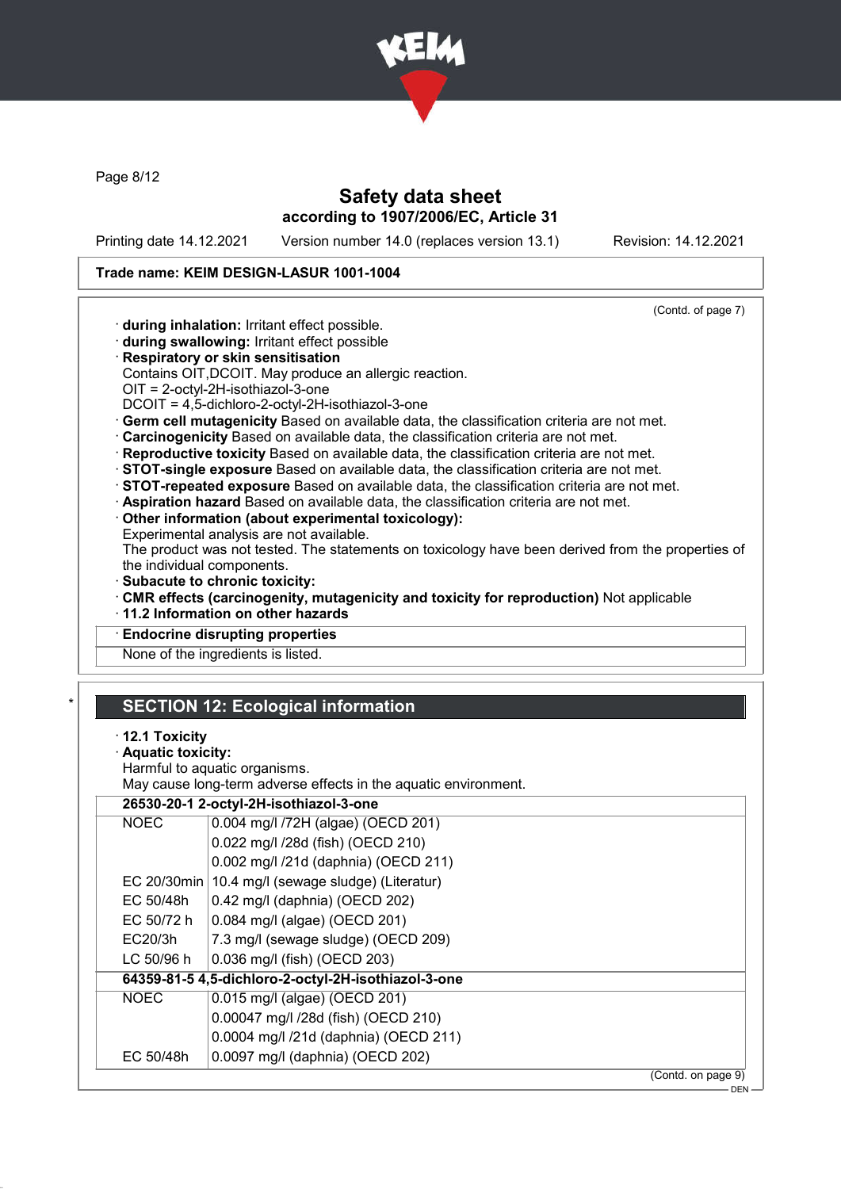**Trade name: KEIM DESIGN-LASUR 1001-1004**

(Contd. of page 7)

· **during inhalation:** Irritant effect possible.
· **during swallowing:** Irritant effect possible
· **Respiratory or skin sensitisation**
Contains OIT,DCOIT. May produce an allergic reaction.
OIT = 2-octyl-2H-isothiazol-3-one
DCOIT = 4,5-dichloro-2-octyl-2H-isothiazol-3-one
· **Germ cell mutagenicity** Based on available data, the classification criteria are not met.
· **Carcinogenicity** Based on available data, the classification criteria are not met.
· **Reproductive toxicity** Based on available data, the classification criteria are not met.
· **STOT-single exposure** Based on available data, the classification criteria are not met.
· **STOT-repeated exposure** Based on available data, the classification criteria are not met.
· **Aspiration hazard** Based on available data, the classification criteria are not met.
· **Other information (about experimental toxicology):**
Experimental analysis are not available.
The product was not tested. The statements on toxicology have been derived from the properties of the individual components.
· **Subacute to chronic toxicity:**
· **CMR effects (carcinogenity, mutagenicity and toxicity for reproduction)** Not applicable
· **11.2 Information on other hazards**

· **Endocrine disrupting properties**
None of the ingredients is listed.

## SECTION 12: Ecological information

· **12.1 Toxicity**
· **Aquatic toxicity:**
Harmful to aquatic organisms.
May cause long-term adverse effects in the aquatic environment.

| **26530-20-1 2-octyl-2H-isothiazol-3-one** | |
|---|---|
| NOEC | 0.004 mg/l /72H (algae) (OECD 201) |
| | 0.022 mg/l /28d (fish) (OECD 210) |
| | 0.002 mg/l /21d (daphnia) (OECD 211) |
| EC 20/30min | 10.4 mg/l (sewage sludge) (Literatur) |
| EC 50/48h | 0.42 mg/l (daphnia) (OECD 202) |
| EC 50/72 h | 0.084 mg/l (algae) (OECD 201) |
| EC20/3h | 7.3 mg/l (sewage sludge) (OECD 209) |
| LC 50/96 h | 0.036 mg/l (fish) (OECD 203) |
| **64359-81-5 4,5-dichloro-2-octyl-2H-isothiazol-3-one** | |
| NOEC | 0.015 mg/l (algae) (OECD 201) |
| | 0.00047 mg/l /28d (fish) (OECD 210) |
| | 0.0004 mg/l /21d (daphnia) (OECD 211) |
| EC 50/48h | 0.0097 mg/l (daphnia) (OECD 202) |

(Contd. on page 9)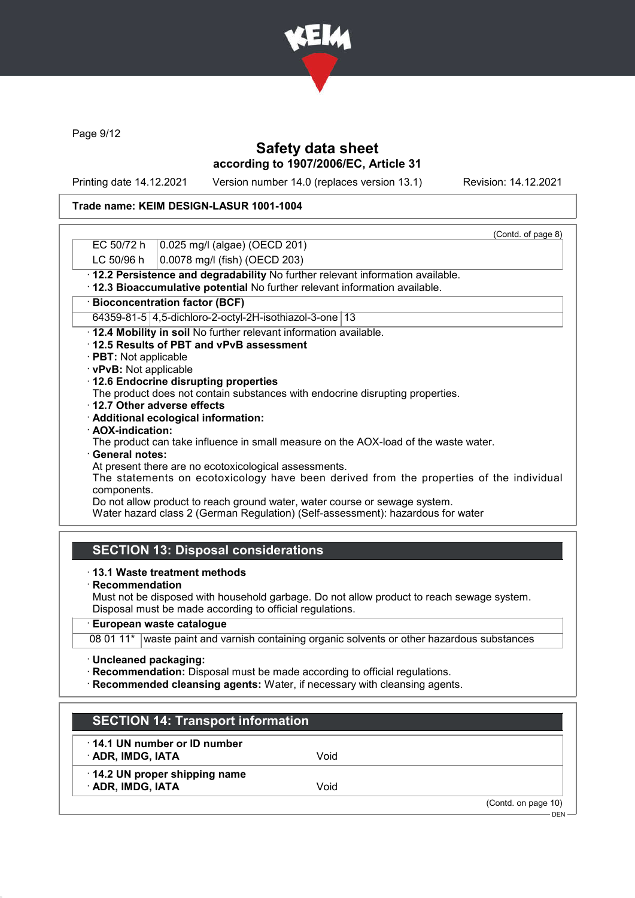Safety data sheet
according to 1907/2006/EC, Article 31

Printing date 14.12.2021 | Version number 14.0 (replaces version 13.1) | Revision: 14.12.2021

**Trade name: KEIM DESIGN-LASUR 1001-1004**

(Contd. of page 8)

| | |
|---|---|
| EC 50/72 h | 0.025 mg/l (algae) (OECD 201) |
| LC 50/96 h | 0.0078 mg/l (fish) (OECD 203) |

· **12.2 Persistence and degradability** No further relevant information available.
· **12.3 Bioaccumulative potential** No further relevant information available.

| · **Bioconcentration factor (BCF)** | | |
|---|---|---|
| 64359-81-5 | 4,5-dichloro-2-octyl-2H-isothiazol-3-one | 13 |

· **12.4 Mobility in soil** No further relevant information available.
· **12.5 Results of PBT and vPvB assessment**
· **PBT:** Not applicable
· **vPvB:** Not applicable
· **12.6 Endocrine disrupting properties**
The product does not contain substances with endocrine disrupting properties.
· **12.7 Other adverse effects**
· **Additional ecological information:**
· **AOX-indication:**
The product can take influence in small measure on the AOX-load of the waste water.
· **General notes:**
At present there are no ecotoxicological assessments.
The statements on ecotoxicology have been derived from the properties of the individual components.
Do not allow product to reach ground water, water course or sewage system.
Water hazard class 2 (German Regulation) (Self-assessment): hazardous for water

## SECTION 13: Disposal considerations

· **13.1 Waste treatment methods**
· **Recommendation**
Must not be disposed with household garbage. Do not allow product to reach sewage system.
Disposal must be made according to official regulations.

| · **European waste catalogue** | |
|---|---|
| 08 01 11* | waste paint and varnish containing organic solvents or other hazardous substances |

· **Uncleaned packaging:**
· **Recommendation:** Disposal must be made according to official regulations.
· **Recommended cleansing agents:** Water, if necessary with cleansing agents.

## SECTION 14: Transport information

| | |
|---|---|
| · **14.1 UN number or ID number** | |
| · **ADR, IMDG, IATA** | Void |
| · **14.2 UN proper shipping name** | |
| · **ADR, IMDG, IATA** | Void |

(Contd. on page 10)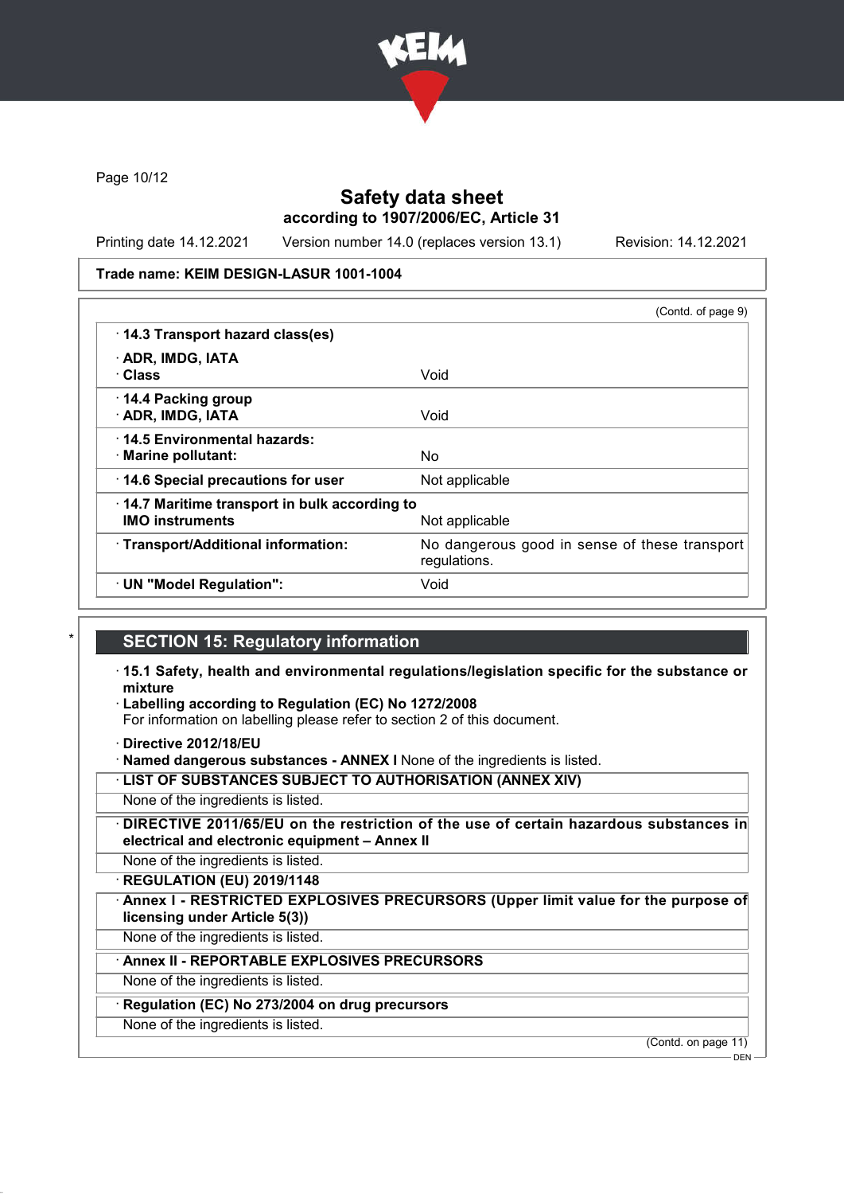Safety data sheet
according to 1907/2006/EC, Article 31

Printing date 14.12.2021 Version number 14.0 (replaces version 13.1) Revision: 14.12.2021

**Trade name: KEIM DESIGN-LASUR 1001-1004**

(Contd. of page 9)

| | |
|---|---|
| · **14.3 Transport hazard class(es)** | |
| · **ADR, IMDG, IATA** | |
| · **Class** | Void |
| · **14.4 Packing group** | |
| · **ADR, IMDG, IATA** | Void |
| · **14.5 Environmental hazards:** | |
| · **Marine pollutant:** | No |
| · **14.6 Special precautions for user** | Not applicable |
| · **14.7 Maritime transport in bulk according to IMO instruments** | Not applicable |
| · **Transport/Additional information:** | No dangerous good in sense of these transport regulations. |
| · **UN "Model Regulation":** | Void |

## SECTION 15: Regulatory information

· **15.1 Safety, health and environmental regulations/legislation specific for the substance or mixture**

· **Labelling according to Regulation (EC) No 1272/2008**
For information on labelling please refer to section 2 of this document.

· **Directive 2012/18/EU**

· **Named dangerous substances - ANNEX I** None of the ingredients is listed.

· **LIST OF SUBSTANCES SUBJECT TO AUTHORISATION (ANNEX XIV)**
None of the ingredients is listed.

· **DIRECTIVE 2011/65/EU on the restriction of the use of certain hazardous substances in electrical and electronic equipment – Annex II**
None of the ingredients is listed.

· **REGULATION (EU) 2019/1148**

· **Annex I - RESTRICTED EXPLOSIVES PRECURSORS (Upper limit value for the purpose of licensing under Article 5(3))**
None of the ingredients is listed.

· **Annex II - REPORTABLE EXPLOSIVES PRECURSORS**
None of the ingredients is listed.

· **Regulation (EC) No 273/2004 on drug precursors**
None of the ingredients is listed.

(Contd. on page 11)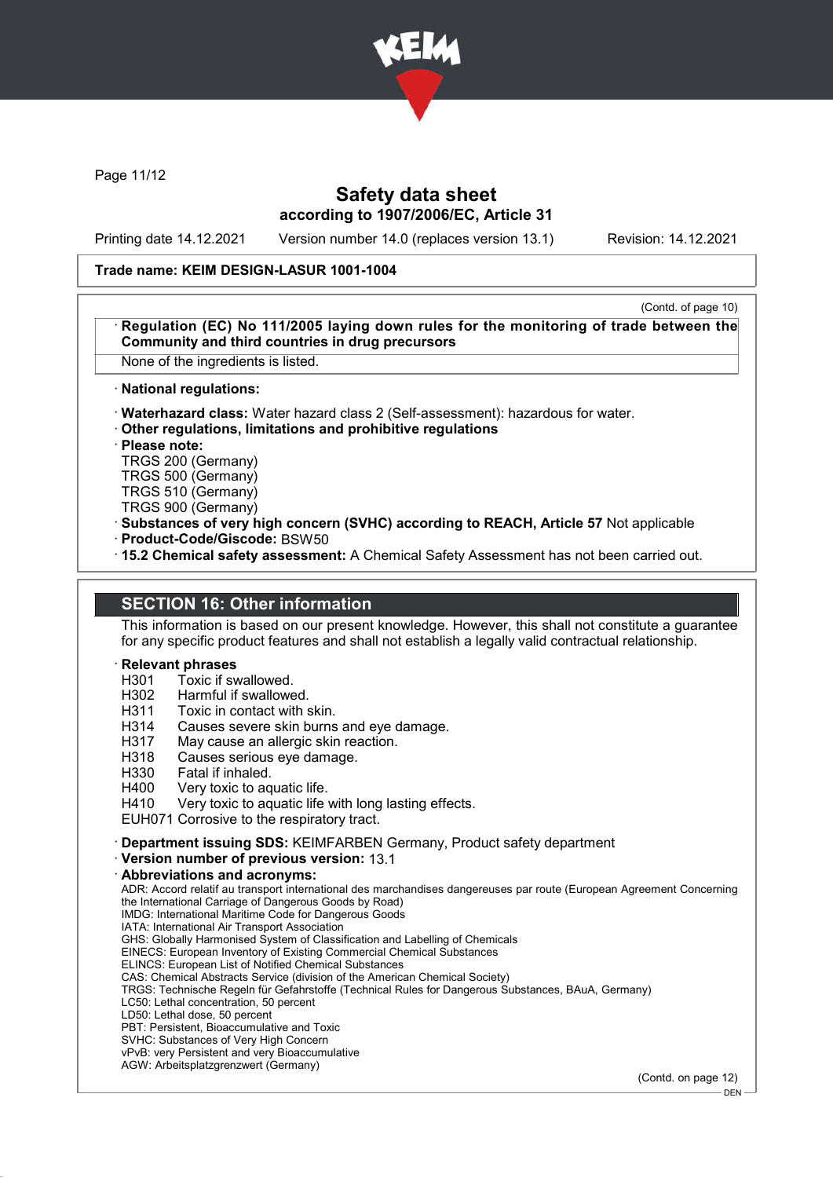# Safety data sheet

**according to 1907/2006/EC, Article 31**

Printing date 14.12.2021 Version number 14.0 (replaces version 13.1) Revision: 14.12.2021

**Trade name: KEIM DESIGN-LASUR 1001-1004**

(Contd. of page 10)

· **Regulation (EC) No 111/2005 laying down rules for the monitoring of trade between the Community and third countries in drug precursors**

None of the ingredients is listed.

· **National regulations:**

· **Waterhazard class:** Water hazard class 2 (Self-assessment): hazardous for water.

· **Other regulations, limitations and prohibitive regulations**

· **Please note:**

TRGS 200 (Germany)
TRGS 500 (Germany)
TRGS 510 (Germany)
TRGS 900 (Germany)

· **Substances of very high concern (SVHC) according to REACH, Article 57** Not applicable

· **Product-Code/Giscode:** BSW50

· **15.2 Chemical safety assessment:** A Chemical Safety Assessment has not been carried out.

## SECTION 16: Other information

This information is based on our present knowledge. However, this shall not constitute a guarantee for any specific product features and shall not establish a legally valid contractual relationship.

· **Relevant phrases**

H301 Toxic if swallowed.
H302 Harmful if swallowed.
H311 Toxic in contact with skin.
H314 Causes severe skin burns and eye damage.
H317 May cause an allergic skin reaction.
H318 Causes serious eye damage.
H330 Fatal if inhaled.
H400 Very toxic to aquatic life.
H410 Very toxic to aquatic life with long lasting effects.
EUH071 Corrosive to the respiratory tract.

· **Department issuing SDS:** KEIMFARBEN Germany, Product safety department

· **Version number of previous version:** 13.1

· **Abbreviations and acronyms:**

ADR: Accord relatif au transport international des marchandises dangereuses par route (European Agreement Concerning the International Carriage of Dangerous Goods by Road)
IMDG: International Maritime Code for Dangerous Goods
IATA: International Air Transport Association
GHS: Globally Harmonised System of Classification and Labelling of Chemicals
EINECS: European Inventory of Existing Commercial Chemical Substances
ELINCS: European List of Notified Chemical Substances
CAS: Chemical Abstracts Service (division of the American Chemical Society)
TRGS: Technische Regeln für Gefahrstoffe (Technical Rules for Dangerous Substances, BAuA, Germany)
LC50: Lethal concentration, 50 percent
LD50: Lethal dose, 50 percent
PBT: Persistent, Bioaccumulative and Toxic
SVHC: Substances of Very High Concern
vPvB: very Persistent and very Bioaccumulative
AGW: Arbeitsplatzgrenzwert (Germany)

(Contd. on page 12)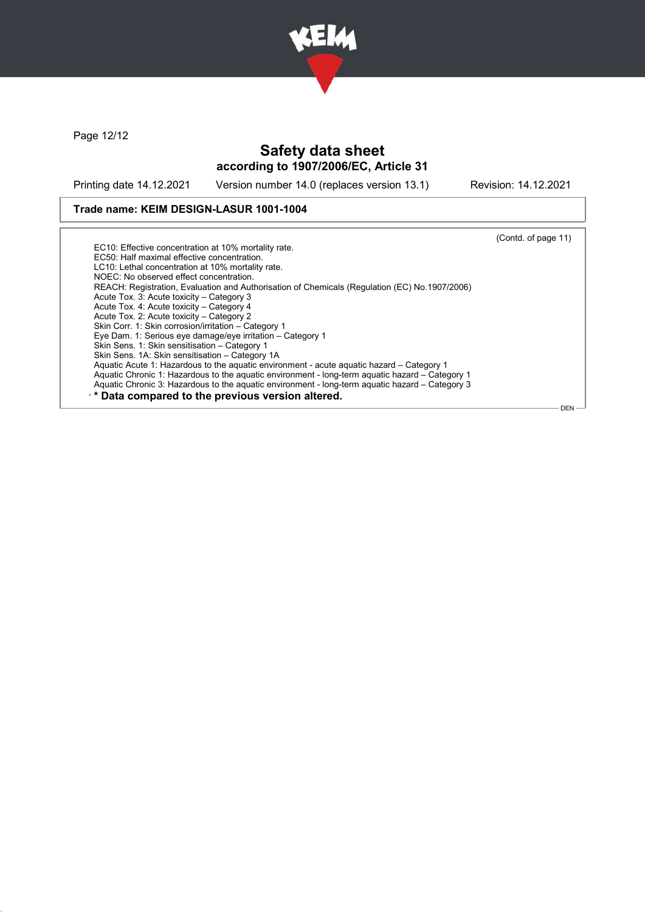**Trade name: KEIM DESIGN-LASUR 1001-1004**

(Contd. of page 11)

EC10: Effective concentration at 10% mortality rate.
EC50: Half maximal effective concentration.
LC10: Lethal concentration at 10% mortality rate.
NOEC: No observed effect concentration.
REACH: Registration, Evaluation and Authorisation of Chemicals (Regulation (EC) No.1907/2006)
Acute Tox. 3: Acute toxicity – Category 3
Acute Tox. 4: Acute toxicity – Category 4
Acute Tox. 2: Acute toxicity – Category 2
Skin Corr. 1: Skin corrosion/irritation – Category 1
Eye Dam. 1: Serious eye damage/eye irritation – Category 1
Skin Sens. 1: Skin sensitisation – Category 1
Skin Sens. 1A: Skin sensitisation – Category 1A
Aquatic Acute 1: Hazardous to the aquatic environment - acute aquatic hazard – Category 1
Aquatic Chronic 1: Hazardous to the aquatic environment - long-term aquatic hazard – Category 1
Aquatic Chronic 3: Hazardous to the aquatic environment - long-term aquatic hazard – Category 3

· **\* Data compared to the previous version altered.**